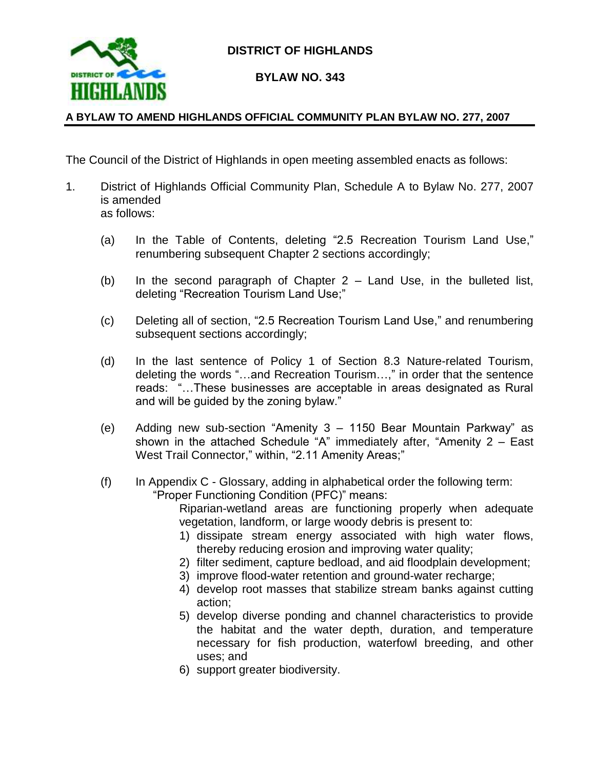# DISTRICT OF HIGHLANDS

## BYLAW NO. 343

**A BYLAW TO AMEND HIGHLANDS OFFICIAL COMMUNITY PLAN BYLAW NO. 277, 2007**

The Council of the District of Highlands in open meeting assembled enacts as follows:

1. District of Highlands Official Community Plan, Schedule A to Bylaw No. 277, 2007 is amended as follows:

   (a) In the Table of Contents, deleting "2.5 Recreation Tourism Land Use," renumbering subsequent Chapter 2 sections accordingly;

   (b) In the second paragraph of Chapter 2 – Land Use, in the bulleted list, deleting "Recreation Tourism Land Use;"

   (c) Deleting all of section, "2.5 Recreation Tourism Land Use," and renumbering subsequent sections accordingly;

   (d) In the last sentence of Policy 1 of Section 8.3 Nature-related Tourism, deleting the words "…and Recreation Tourism…," in order that the sentence reads: "…These businesses are acceptable in areas designated as Rural and will be guided by the zoning bylaw."

   (e) Adding new sub-section "Amenity 3 – 1150 Bear Mountain Parkway" as shown in the attached Schedule "A" immediately after, "Amenity 2 – East West Trail Connector," within, "2.11 Amenity Areas;"

   (f) In Appendix C - Glossary, adding in alphabetical order the following term:
   "Proper Functioning Condition (PFC)" means:
   Riparian-wetland areas are functioning properly when adequate vegetation, landform, or large woody debris is present to:
      1) dissipate stream energy associated with high water flows, thereby reducing erosion and improving water quality;
      2) filter sediment, capture bedload, and aid floodplain development;
      3) improve flood-water retention and ground-water recharge;
      4) develop root masses that stabilize stream banks against cutting action;
      5) develop diverse ponding and channel characteristics to provide the habitat and the water depth, duration, and temperature necessary for fish production, waterfowl breeding, and other uses; and
      6) support greater biodiversity.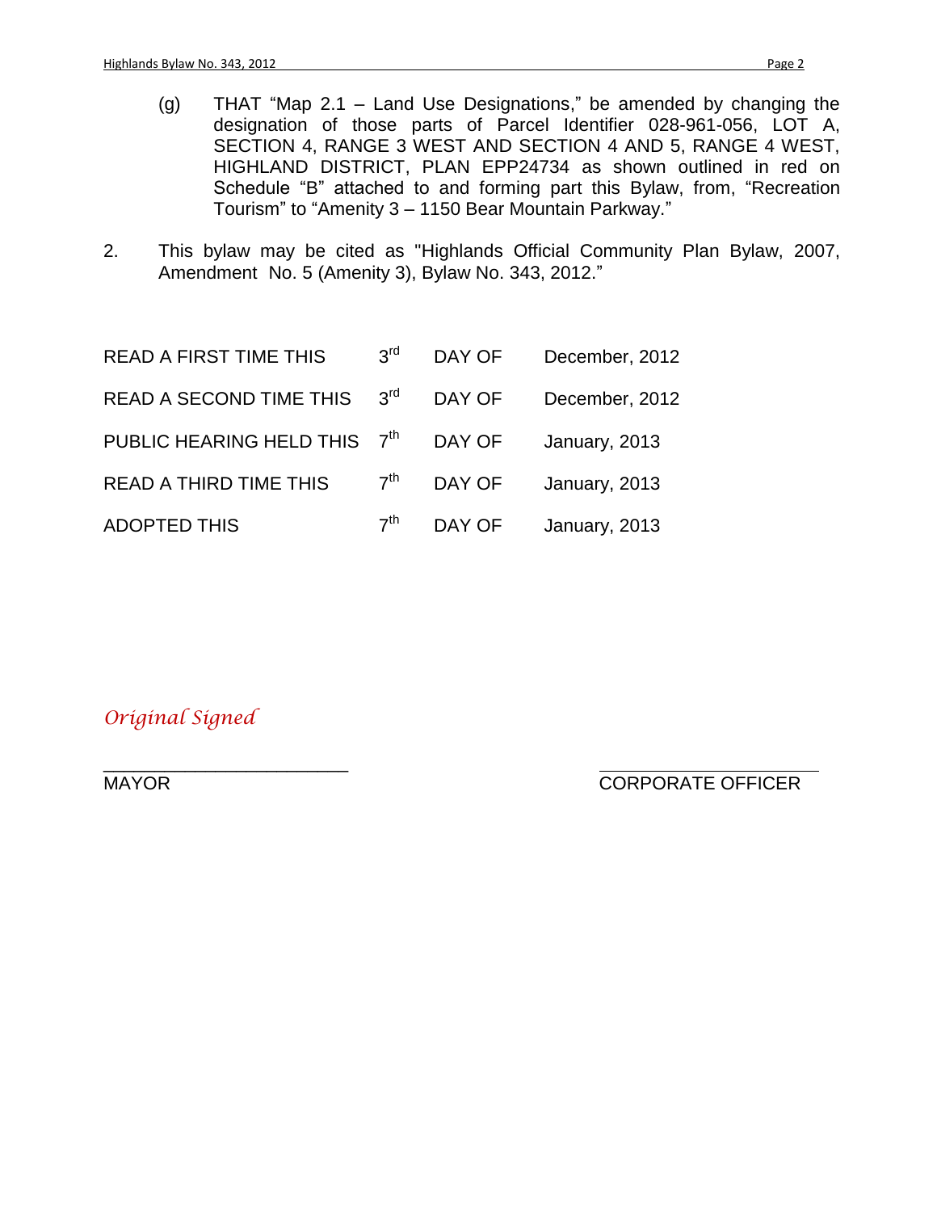(g) THAT "Map 2.1 – Land Use Designations," be amended by changing the designation of those parts of Parcel Identifier 028-961-056, LOT A, SECTION 4, RANGE 3 WEST AND SECTION 4 AND 5, RANGE 4 WEST, HIGHLAND DISTRICT, PLAN EPP24734 as shown outlined in red on Schedule "B" attached to and forming part this Bylaw, from, "Recreation Tourism" to "Amenity 3 – 1150 Bear Mountain Parkway."

2. This bylaw may be cited as "Highlands Official Community Plan Bylaw, 2007, Amendment No. 5 (Amenity 3), Bylaw No. 343, 2012."

| | | | |
|---|---|---|---|
| READ A FIRST TIME THIS | 3rd | DAY OF | December, 2012 |
| READ A SECOND TIME THIS | 3rd | DAY OF | December, 2012 |
| PUBLIC HEARING HELD THIS | 7th | DAY OF | January, 2013 |
| READ A THIRD TIME THIS | 7th | DAY OF | January, 2013 |
| ADOPTED THIS | 7th | DAY OF | January, 2013 |

*Original Signed*

_______________________ MAYOR

_______________________ CORPORATE OFFICER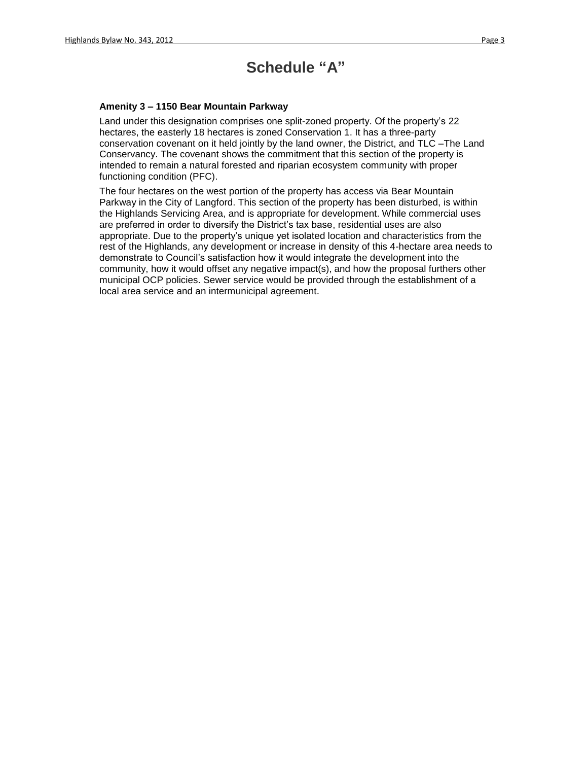# Schedule "A"

**Amenity 3 – 1150 Bear Mountain Parkway**

Land under this designation comprises one split-zoned property. Of the property's 22 hectares, the easterly 18 hectares is zoned Conservation 1. It has a three-party conservation covenant on it held jointly by the land owner, the District, and TLC –The Land Conservancy. The covenant shows the commitment that this section of the property is intended to remain a natural forested and riparian ecosystem community with proper functioning condition (PFC).

The four hectares on the west portion of the property has access via Bear Mountain Parkway in the City of Langford. This section of the property has been disturbed, is within the Highlands Servicing Area, and is appropriate for development. While commercial uses are preferred in order to diversify the District's tax base, residential uses are also appropriate. Due to the property's unique yet isolated location and characteristics from the rest of the Highlands, any development or increase in density of this 4-hectare area needs to demonstrate to Council's satisfaction how it would integrate the development into the community, how it would offset any negative impact(s), and how the proposal furthers other municipal OCP policies. Sewer service would be provided through the establishment of a local area service and an intermunicipal agreement.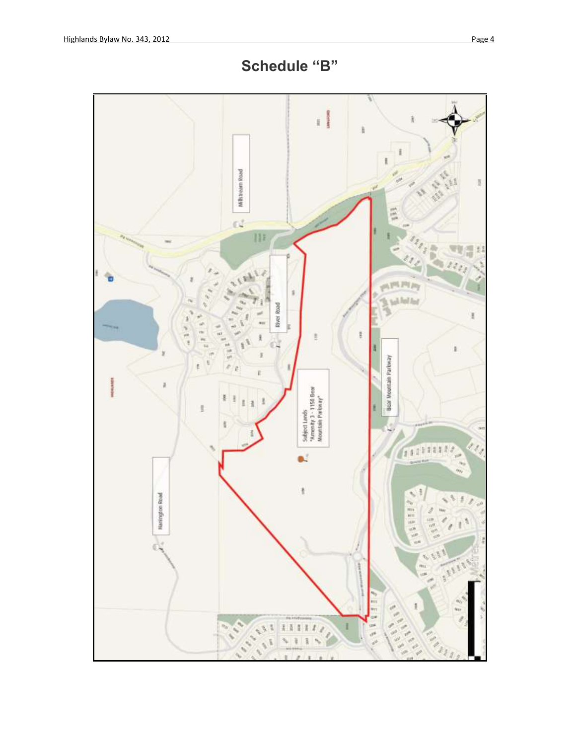# Schedule "B"

Millstream Road

River Road

Subject Lands
"Amenity 3 - 1150 Bear Mountain Parkway"

Bear Mountain Parkway

Hanington Road